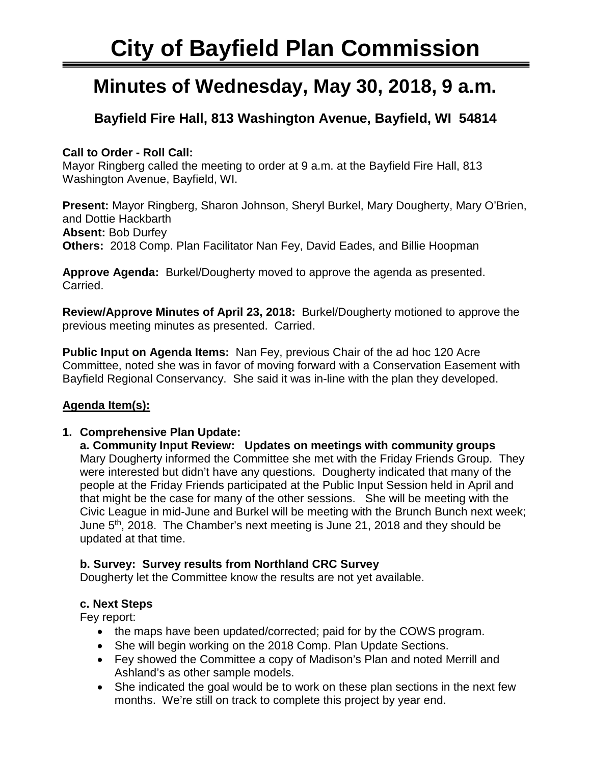# City of Bayfield Plan Commission

## Minutes of Wednesday, May 30, 2018, 9 a.m.

### Bayfield Fire Hall, 813 Washington Avenue, Bayfield, WI 54814

**Call to Order - Roll Call:**
Mayor Ringberg called the meeting to order at 9 a.m. at the Bayfield Fire Hall, 813 Washington Avenue, Bayfield, WI.

**Present:** Mayor Ringberg, Sharon Johnson, Sheryl Burkel, Mary Dougherty, Mary O'Brien, and Dottie Hackbarth
**Absent:** Bob Durfey
**Others:** 2018 Comp. Plan Facilitator Nan Fey, David Eades, and Billie Hoopman

**Approve Agenda:** Burkel/Dougherty moved to approve the agenda as presented. Carried.

**Review/Approve Minutes of April 23, 2018:** Burkel/Dougherty motioned to approve the previous meeting minutes as presented. Carried.

**Public Input on Agenda Items:** Nan Fey, previous Chair of the ad hoc 120 Acre Committee, noted she was in favor of moving forward with a Conservation Easement with Bayfield Regional Conservancy. She said it was in-line with the plan they developed.

**Agenda Item(s):**

1. **Comprehensive Plan Update:**

   **a. Community Input Review: Updates on meetings with community groups**
   Mary Dougherty informed the Committee she met with the Friday Friends Group. They were interested but didn't have any questions. Dougherty indicated that many of the people at the Friday Friends participated at the Public Input Session held in April and that might be the case for many of the other sessions. She will be meeting with the Civic League in mid-June and Burkel will be meeting with the Brunch Bunch next week; June 5th, 2018. The Chamber's next meeting is June 21, 2018 and they should be updated at that time.

   **b. Survey: Survey results from Northland CRC Survey**
   Dougherty let the Committee know the results are not yet available.

   **c. Next Steps**
   Fey report:
   - the maps have been updated/corrected; paid for by the COWS program.
   - She will begin working on the 2018 Comp. Plan Update Sections.
   - Fey showed the Committee a copy of Madison's Plan and noted Merrill and Ashland's as other sample models.
   - She indicated the goal would be to work on these plan sections in the next few months. We're still on track to complete this project by year end.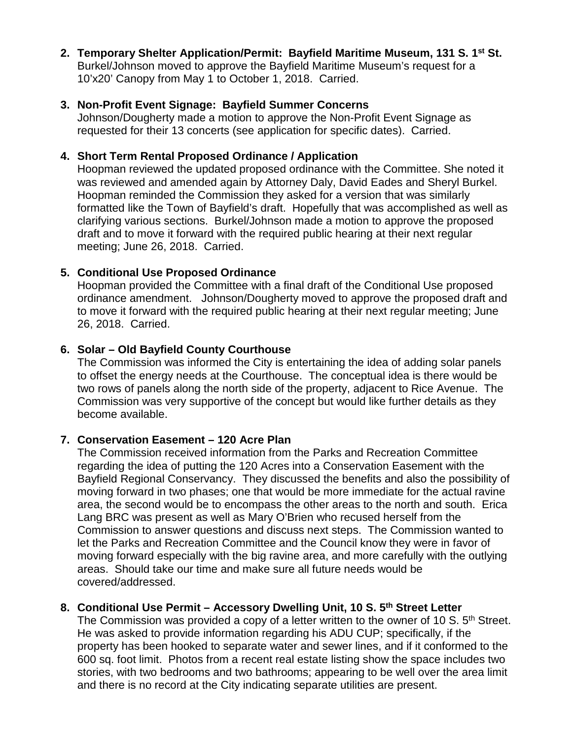2. **Temporary Shelter Application/Permit: Bayfield Maritime Museum, 131 S. 1st St.**
   Burkel/Johnson moved to approve the Bayfield Maritime Museum's request for a 10'x20' Canopy from May 1 to October 1, 2018. Carried.

3. **Non-Profit Event Signage: Bayfield Summer Concerns**
   Johnson/Dougherty made a motion to approve the Non-Profit Event Signage as requested for their 13 concerts (see application for specific dates). Carried.

4. **Short Term Rental Proposed Ordinance / Application**
   Hoopman reviewed the updated proposed ordinance with the Committee. She noted it was reviewed and amended again by Attorney Daly, David Eades and Sheryl Burkel. Hoopman reminded the Commission they asked for a version that was similarly formatted like the Town of Bayfield's draft. Hopefully that was accomplished as well as clarifying various sections. Burkel/Johnson made a motion to approve the proposed draft and to move it forward with the required public hearing at their next regular meeting; June 26, 2018. Carried.

5. **Conditional Use Proposed Ordinance**
   Hoopman provided the Committee with a final draft of the Conditional Use proposed ordinance amendment. Johnson/Dougherty moved to approve the proposed draft and to move it forward with the required public hearing at their next regular meeting; June 26, 2018. Carried.

6. **Solar – Old Bayfield County Courthouse**
   The Commission was informed the City is entertaining the idea of adding solar panels to offset the energy needs at the Courthouse. The conceptual idea is there would be two rows of panels along the north side of the property, adjacent to Rice Avenue. The Commission was very supportive of the concept but would like further details as they become available.

7. **Conservation Easement – 120 Acre Plan**
   The Commission received information from the Parks and Recreation Committee regarding the idea of putting the 120 Acres into a Conservation Easement with the Bayfield Regional Conservancy. They discussed the benefits and also the possibility of moving forward in two phases; one that would be more immediate for the actual ravine area, the second would be to encompass the other areas to the north and south. Erica Lang BRC was present as well as Mary O'Brien who recused herself from the Commission to answer questions and discuss next steps. The Commission wanted to let the Parks and Recreation Committee and the Council know they were in favor of moving forward especially with the big ravine area, and more carefully with the outlying areas. Should take our time and make sure all future needs would be covered/addressed.

8. **Conditional Use Permit – Accessory Dwelling Unit, 10 S. 5th Street Letter**
   The Commission was provided a copy of a letter written to the owner of 10 S. 5th Street. He was asked to provide information regarding his ADU CUP; specifically, if the property has been hooked to separate water and sewer lines, and if it conformed to the 600 sq. foot limit. Photos from a recent real estate listing show the space includes two stories, with two bedrooms and two bathrooms; appearing to be well over the area limit and there is no record at the City indicating separate utilities are present.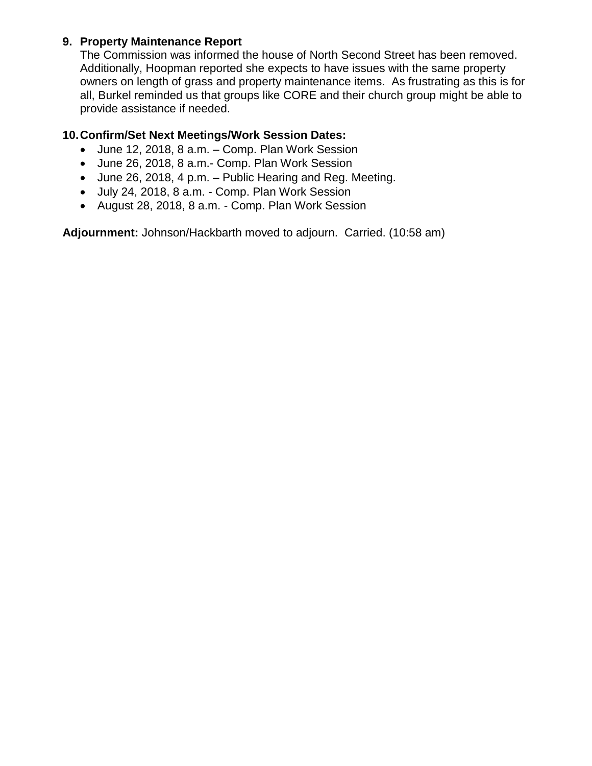**9. Property Maintenance Report**

The Commission was informed the house of North Second Street has been removed. Additionally, Hoopman reported she expects to have issues with the same property owners on length of grass and property maintenance items. As frustrating as this is for all, Burkel reminded us that groups like CORE and their church group might be able to provide assistance if needed.

**10. Confirm/Set Next Meetings/Work Session Dates:**

- June 12, 2018, 8 a.m. – Comp. Plan Work Session
- June 26, 2018, 8 a.m.- Comp. Plan Work Session
- June 26, 2018, 4 p.m. – Public Hearing and Reg. Meeting.
- July 24, 2018, 8 a.m. - Comp. Plan Work Session
- August 28, 2018, 8 a.m. - Comp. Plan Work Session

**Adjournment:** Johnson/Hackbarth moved to adjourn. Carried. (10:58 am)